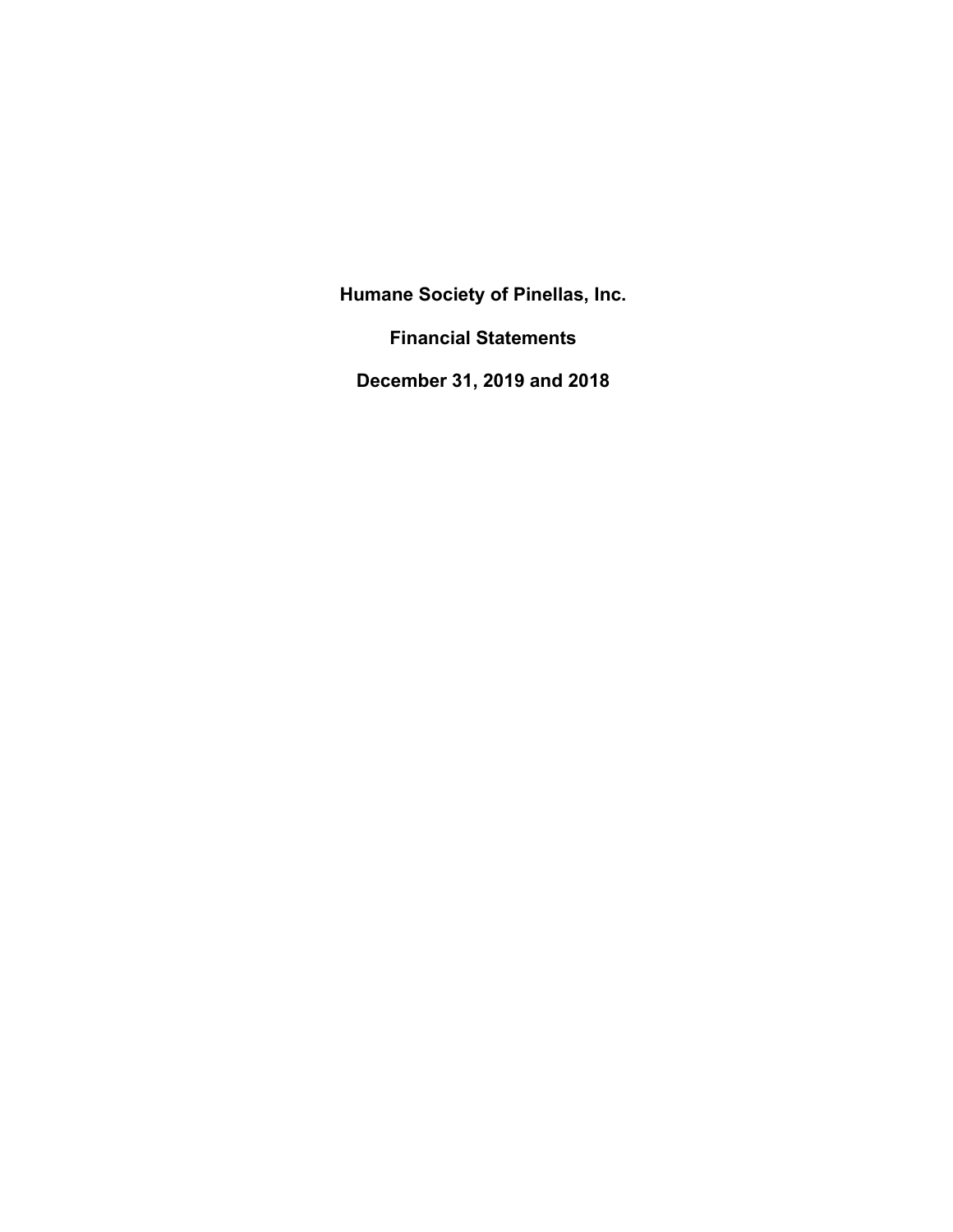# Humane Society of Pinellas, Inc.

## Financial Statements

## December 31, 2019 and 2018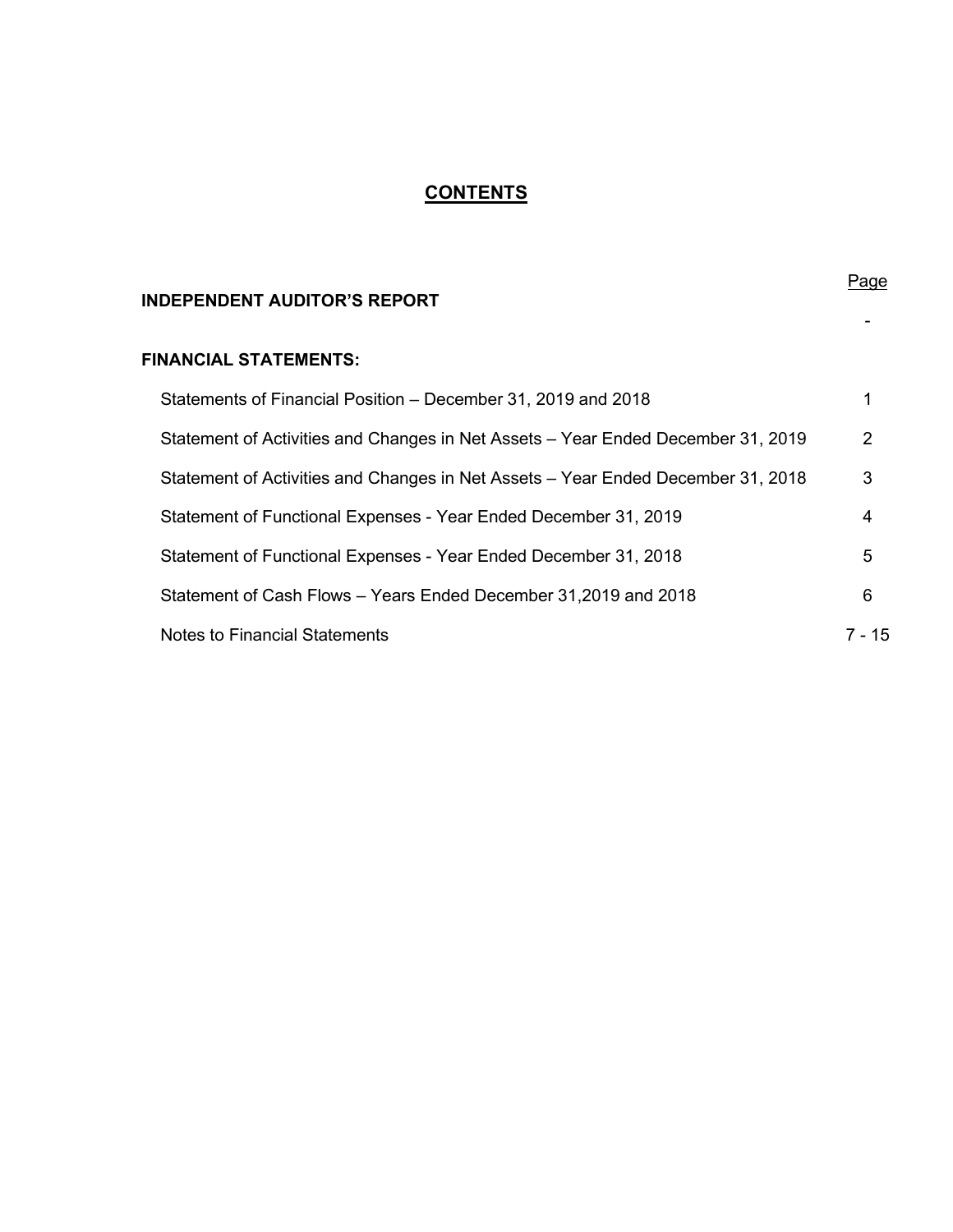# CONTENTS

| | Page |
|---|---|
| **INDEPENDENT AUDITOR'S REPORT** | - |
| **FINANCIAL STATEMENTS:** | |
| Statements of Financial Position – December 31, 2019 and 2018 | 1 |
| Statement of Activities and Changes in Net Assets – Year Ended December 31, 2019 | 2 |
| Statement of Activities and Changes in Net Assets – Year Ended December 31, 2018 | 3 |
| Statement of Functional Expenses - Year Ended December 31, 2019 | 4 |
| Statement of Functional Expenses - Year Ended December 31, 2018 | 5 |
| Statement of Cash Flows – Years Ended December 31,2019 and 2018 | 6 |
| Notes to Financial Statements | 7 - 15 |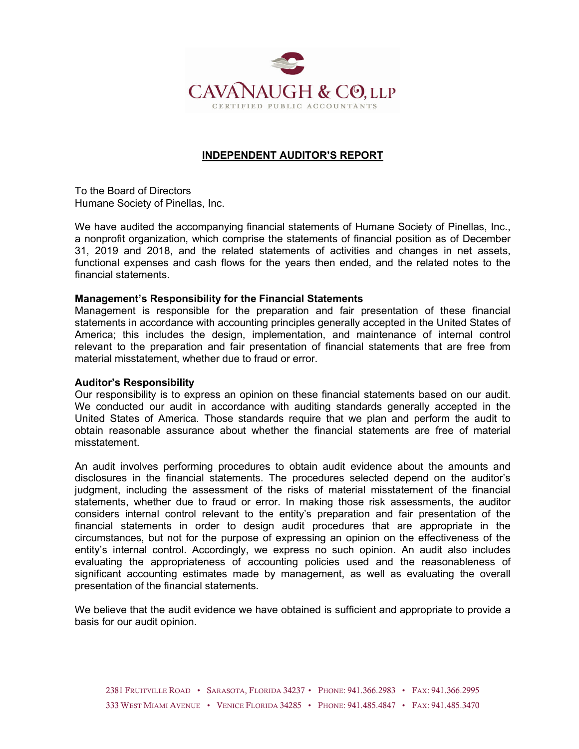CAVANAUGH & CO, LLP

CERTIFIED PUBLIC ACCOUNTANTS

## INDEPENDENT AUDITOR'S REPORT

To the Board of Directors
Humane Society of Pinellas, Inc.

We have audited the accompanying financial statements of Humane Society of Pinellas, Inc., a nonprofit organization, which comprise the statements of financial position as of December 31, 2019 and 2018, and the related statements of activities and changes in net assets, functional expenses and cash flows for the years then ended, and the related notes to the financial statements.

**Management's Responsibility for the Financial Statements**

Management is responsible for the preparation and fair presentation of these financial statements in accordance with accounting principles generally accepted in the United States of America; this includes the design, implementation, and maintenance of internal control relevant to the preparation and fair presentation of financial statements that are free from material misstatement, whether due to fraud or error.

**Auditor's Responsibility**

Our responsibility is to express an opinion on these financial statements based on our audit. We conducted our audit in accordance with auditing standards generally accepted in the United States of America. Those standards require that we plan and perform the audit to obtain reasonable assurance about whether the financial statements are free of material misstatement.

An audit involves performing procedures to obtain audit evidence about the amounts and disclosures in the financial statements. The procedures selected depend on the auditor's judgment, including the assessment of the risks of material misstatement of the financial statements, whether due to fraud or error. In making those risk assessments, the auditor considers internal control relevant to the entity's preparation and fair presentation of the financial statements in order to design audit procedures that are appropriate in the circumstances, but not for the purpose of expressing an opinion on the effectiveness of the entity's internal control. Accordingly, we express no such opinion. An audit also includes evaluating the appropriateness of accounting policies used and the reasonableness of significant accounting estimates made by management, as well as evaluating the overall presentation of the financial statements.

We believe that the audit evidence we have obtained is sufficient and appropriate to provide a basis for our audit opinion.

2381 Fruitville Road • Sarasota, Florida 34237 • Phone: 941.366.2983 • Fax: 941.366.2995
333 West Miami Avenue • Venice Florida 34285 • Phone: 941.485.4847 • Fax: 941.485.3470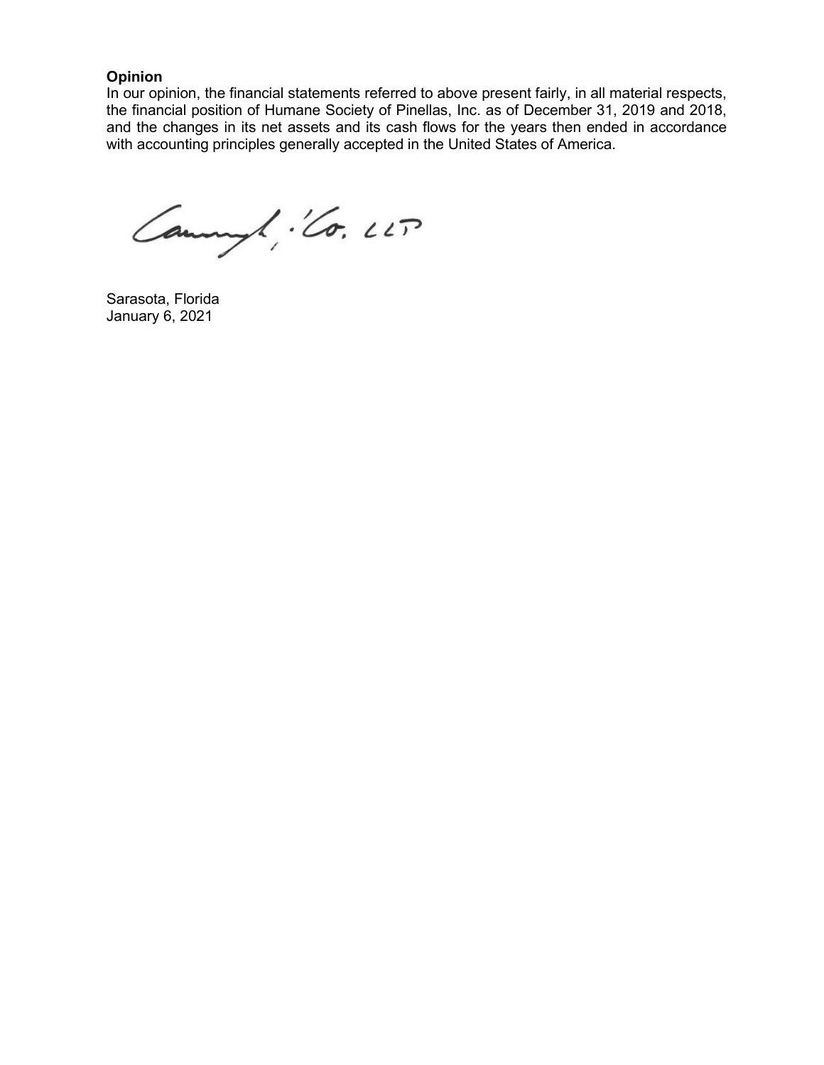**Opinion**

In our opinion, the financial statements referred to above present fairly, in all material respects, the financial position of Humane Society of Pinellas, Inc. as of December 31, 2019 and 2018, and the changes in its net assets and its cash flows for the years then ended in accordance with accounting principles generally accepted in the United States of America.

Sarasota, Florida
January 6, 2021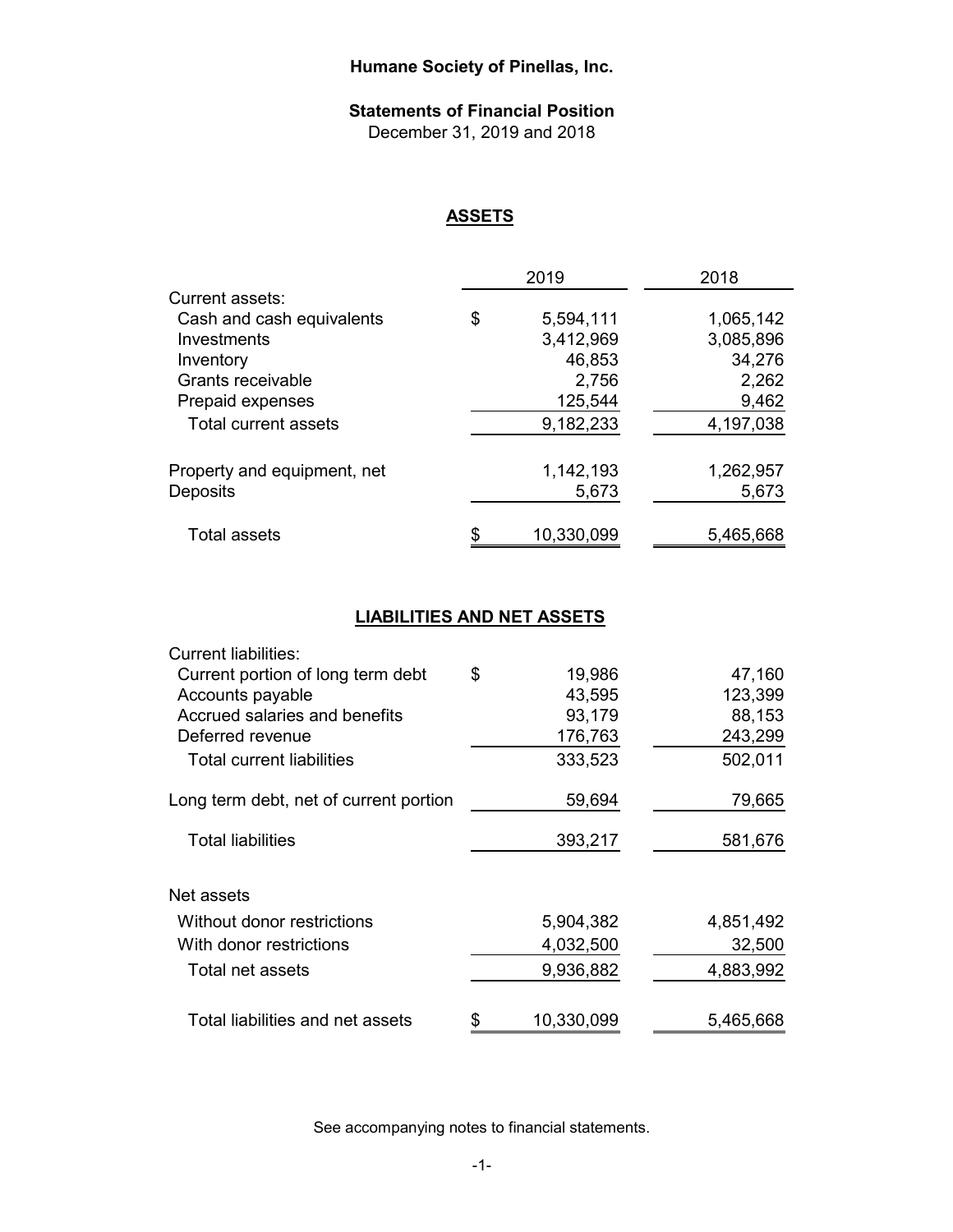# Humane Society of Pinellas, Inc.

## Statements of Financial Position

December 31, 2019 and 2018

### ASSETS

| | 2019 | 2018 |
|---|---|---|
| Current assets: | | |
| Cash and cash equivalents | $ 5,594,111 | 1,065,142 |
| Investments | 3,412,969 | 3,085,896 |
| Inventory | 46,853 | 34,276 |
| Grants receivable | 2,756 | 2,262 |
| Prepaid expenses | 125,544 | 9,462 |
| Total current assets | 9,182,233 | 4,197,038 |
| Property and equipment, net | 1,142,193 | 1,262,957 |
| Deposits | 5,673 | 5,673 |
| Total assets | $ 10,330,099 | 5,465,668 |

### LIABILITIES AND NET ASSETS

| | 2019 | 2018 |
|---|---|---|
| Current liabilities: | | |
| Current portion of long term debt | $ 19,986 | 47,160 |
| Accounts payable | 43,595 | 123,399 |
| Accrued salaries and benefits | 93,179 | 88,153 |
| Deferred revenue | 176,763 | 243,299 |
| Total current liabilities | 333,523 | 502,011 |
| Long term debt, net of current portion | 59,694 | 79,665 |
| Total liabilities | 393,217 | 581,676 |
| Net assets | | |
| Without donor restrictions | 5,904,382 | 4,851,492 |
| With donor restrictions | 4,032,500 | 32,500 |
| Total net assets | 9,936,882 | 4,883,992 |
| Total liabilities and net assets | $ 10,330,099 | 5,465,668 |

See accompanying notes to financial statements.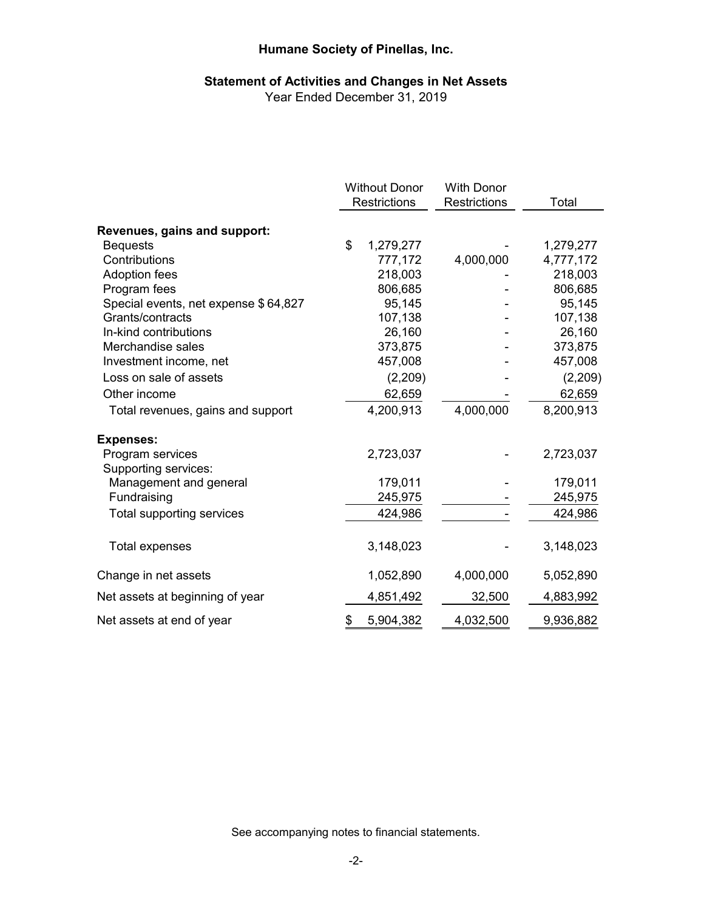# Humane Society of Pinellas, Inc.

## Statement of Activities and Changes in Net Assets

Year Ended December 31, 2019

| | Without Donor Restrictions | With Donor Restrictions | Total |
|---|---|---|---|
| **Revenues, gains and support:** | | | |
| Bequests | $ 1,279,277 | - | 1,279,277 |
| Contributions | 777,172 | 4,000,000 | 4,777,172 |
| Adoption fees | 218,003 | - | 218,003 |
| Program fees | 806,685 | - | 806,685 |
| Special events, net expense $ 64,827 | 95,145 | - | 95,145 |
| Grants/contracts | 107,138 | - | 107,138 |
| In-kind contributions | 26,160 | - | 26,160 |
| Merchandise sales | 373,875 | - | 373,875 |
| Investment income, net | 457,008 | - | 457,008 |
| Loss on sale of assets | (2,209) | - | (2,209) |
| Other income | 62,659 | - | 62,659 |
| Total revenues, gains and support | 4,200,913 | 4,000,000 | 8,200,913 |
| **Expenses:** | | | |
| Program services | 2,723,037 | - | 2,723,037 |
| Supporting services: | | | |
| Management and general | 179,011 | - | 179,011 |
| Fundraising | 245,975 | - | 245,975 |
| Total supporting services | 424,986 | - | 424,986 |
| Total expenses | 3,148,023 | - | 3,148,023 |
| Change in net assets | 1,052,890 | 4,000,000 | 5,052,890 |
| Net assets at beginning of year | 4,851,492 | 32,500 | 4,883,992 |
| Net assets at end of year | $ 5,904,382 | 4,032,500 | 9,936,882 |

See accompanying notes to financial statements.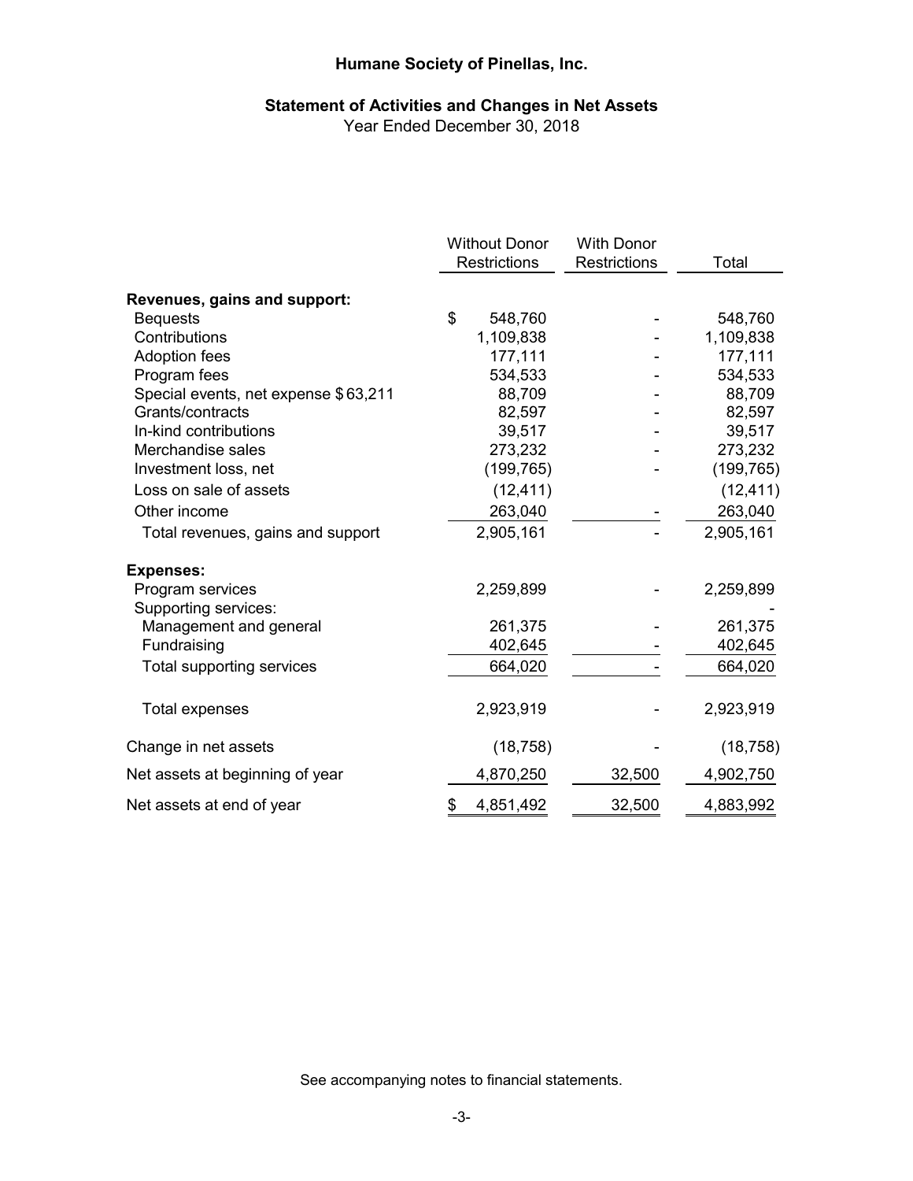# Humane Society of Pinellas, Inc.

## Statement of Activities and Changes in Net Assets

Year Ended December 30, 2018

| | Without Donor Restrictions | With Donor Restrictions | Total |
|---|---|---|---|
| **Revenues, gains and support:** | | | |
| Bequests | $ 548,760 | - | 548,760 |
| Contributions | 1,109,838 | - | 1,109,838 |
| Adoption fees | 177,111 | - | 177,111 |
| Program fees | 534,533 | - | 534,533 |
| Special events, net expense $63,211 | 88,709 | - | 88,709 |
| Grants/contracts | 82,597 | - | 82,597 |
| In-kind contributions | 39,517 | - | 39,517 |
| Merchandise sales | 273,232 | - | 273,232 |
| Investment loss, net | (199,765) | - | (199,765) |
| Loss on sale of assets | (12,411) | | (12,411) |
| Other income | 263,040 | - | 263,040 |
| Total revenues, gains and support | 2,905,161 | - | 2,905,161 |
| **Expenses:** | | | |
| Program services | 2,259,899 | - | 2,259,899 |
| Supporting services: | | | - |
| Management and general | 261,375 | - | 261,375 |
| Fundraising | 402,645 | - | 402,645 |
| Total supporting services | 664,020 | - | 664,020 |
| Total expenses | 2,923,919 | - | 2,923,919 |
| Change in net assets | (18,758) | - | (18,758) |
| Net assets at beginning of year | 4,870,250 | 32,500 | 4,902,750 |
| Net assets at end of year | $ 4,851,492 | 32,500 | 4,883,992 |

See accompanying notes to financial statements.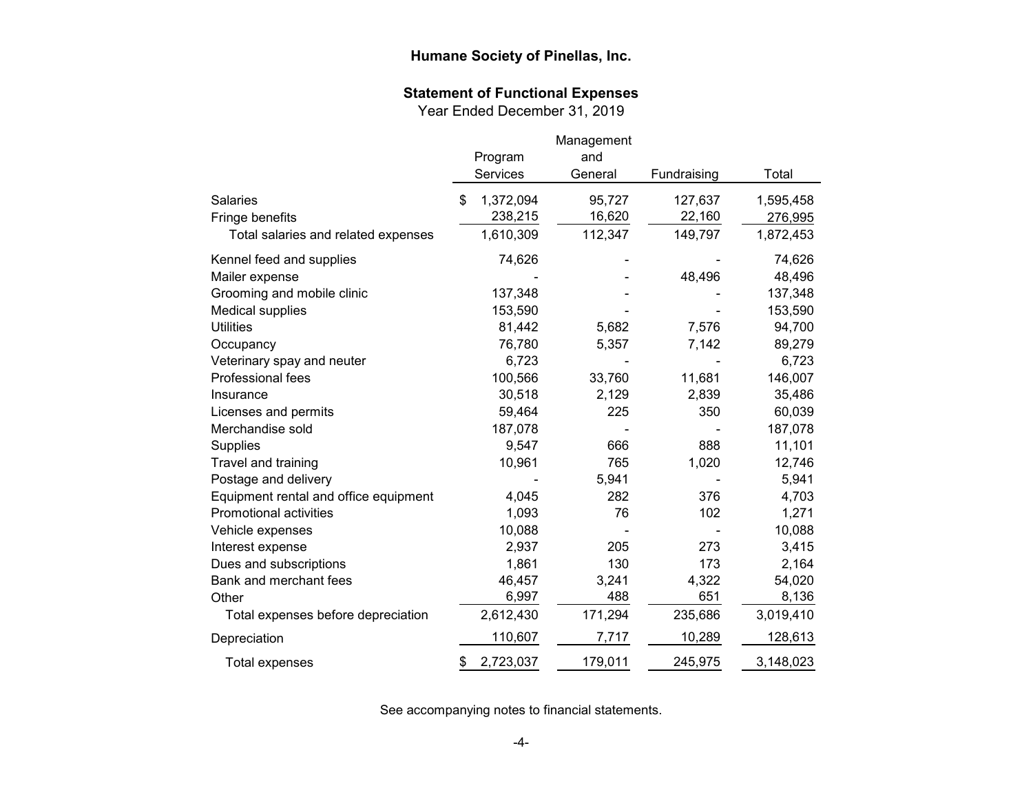# Humane Society of Pinellas, Inc.

## Statement of Functional Expenses

Year Ended December 31, 2019

| | Program Services | Management and General | Fundraising | Total |
|---|---|---|---|---|
| Salaries | $ 1,372,094 | 95,727 | 127,637 | 1,595,458 |
| Fringe benefits | 238,215 | 16,620 | 22,160 | 276,995 |
| Total salaries and related expenses | 1,610,309 | 112,347 | 149,797 | 1,872,453 |
| Kennel feed and supplies | 74,626 | - | - | 74,626 |
| Mailer expense | - | - | 48,496 | 48,496 |
| Grooming and mobile clinic | 137,348 | - | - | 137,348 |
| Medical supplies | 153,590 | - | - | 153,590 |
| Utilities | 81,442 | 5,682 | 7,576 | 94,700 |
| Occupancy | 76,780 | 5,357 | 7,142 | 89,279 |
| Veterinary spay and neuter | 6,723 | - | - | 6,723 |
| Professional fees | 100,566 | 33,760 | 11,681 | 146,007 |
| Insurance | 30,518 | 2,129 | 2,839 | 35,486 |
| Licenses and permits | 59,464 | 225 | 350 | 60,039 |
| Merchandise sold | 187,078 | - | - | 187,078 |
| Supplies | 9,547 | 666 | 888 | 11,101 |
| Travel and training | 10,961 | 765 | 1,020 | 12,746 |
| Postage and delivery | - | 5,941 | - | 5,941 |
| Equipment rental and office equipment | 4,045 | 282 | 376 | 4,703 |
| Promotional activities | 1,093 | 76 | 102 | 1,271 |
| Vehicle expenses | 10,088 | - | - | 10,088 |
| Interest expense | 2,937 | 205 | 273 | 3,415 |
| Dues and subscriptions | 1,861 | 130 | 173 | 2,164 |
| Bank and merchant fees | 46,457 | 3,241 | 4,322 | 54,020 |
| Other | 6,997 | 488 | 651 | 8,136 |
| Total expenses before depreciation | 2,612,430 | 171,294 | 235,686 | 3,019,410 |
| Depreciation | 110,607 | 7,717 | 10,289 | 128,613 |
| Total expenses | $ 2,723,037 | 179,011 | 245,975 | 3,148,023 |

See accompanying notes to financial statements.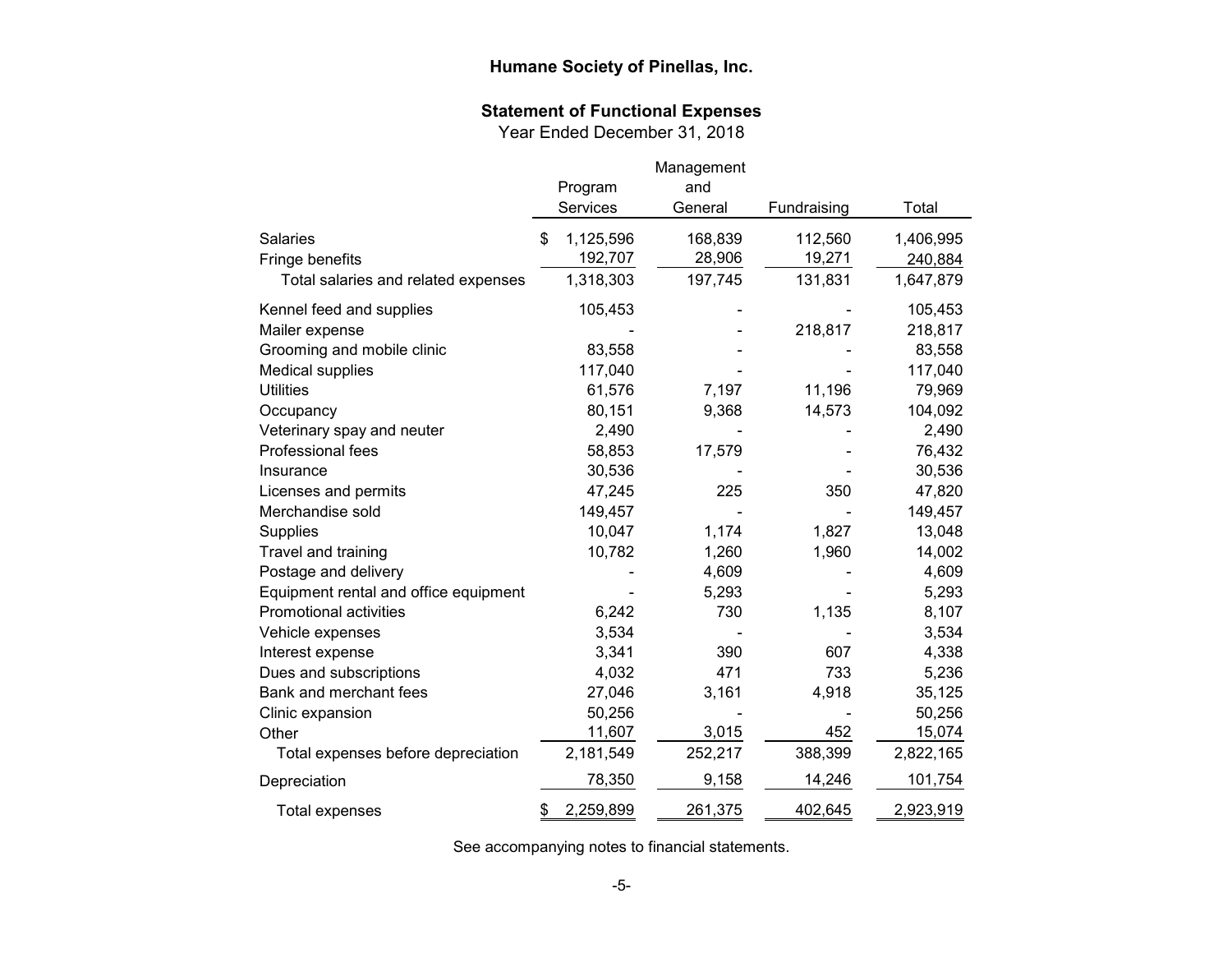**Humane Society of Pinellas, Inc.**

**Statement of Functional Expenses**
Year Ended December 31, 2018

| | Program Services | Management and General | Fundraising | Total |
|---|---|---|---|---|
| Salaries | $ 1,125,596 | 168,839 | 112,560 | 1,406,995 |
| Fringe benefits | 192,707 | 28,906 | 19,271 | 240,884 |
| Total salaries and related expenses | 1,318,303 | 197,745 | 131,831 | 1,647,879 |
| Kennel feed and supplies | 105,453 | - | - | 105,453 |
| Mailer expense | - | - | 218,817 | 218,817 |
| Grooming and mobile clinic | 83,558 | - | - | 83,558 |
| Medical supplies | 117,040 | - | - | 117,040 |
| Utilities | 61,576 | 7,197 | 11,196 | 79,969 |
| Occupancy | 80,151 | 9,368 | 14,573 | 104,092 |
| Veterinary spay and neuter | 2,490 | - | - | 2,490 |
| Professional fees | 58,853 | 17,579 | - | 76,432 |
| Insurance | 30,536 | - | - | 30,536 |
| Licenses and permits | 47,245 | 225 | 350 | 47,820 |
| Merchandise sold | 149,457 | - | - | 149,457 |
| Supplies | 10,047 | 1,174 | 1,827 | 13,048 |
| Travel and training | 10,782 | 1,260 | 1,960 | 14,002 |
| Postage and delivery | - | 4,609 | - | 4,609 |
| Equipment rental and office equipment | - | 5,293 | - | 5,293 |
| Promotional activities | 6,242 | 730 | 1,135 | 8,107 |
| Vehicle expenses | 3,534 | - | - | 3,534 |
| Interest expense | 3,341 | 390 | 607 | 4,338 |
| Dues and subscriptions | 4,032 | 471 | 733 | 5,236 |
| Bank and merchant fees | 27,046 | 3,161 | 4,918 | 35,125 |
| Clinic expansion | 50,256 | - | - | 50,256 |
| Other | 11,607 | 3,015 | 452 | 15,074 |
| Total expenses before depreciation | 2,181,549 | 252,217 | 388,399 | 2,822,165 |
| Depreciation | 78,350 | 9,158 | 14,246 | 101,754 |
| Total expenses | $ 2,259,899 | 261,375 | 402,645 | 2,923,919 |

See accompanying notes to financial statements.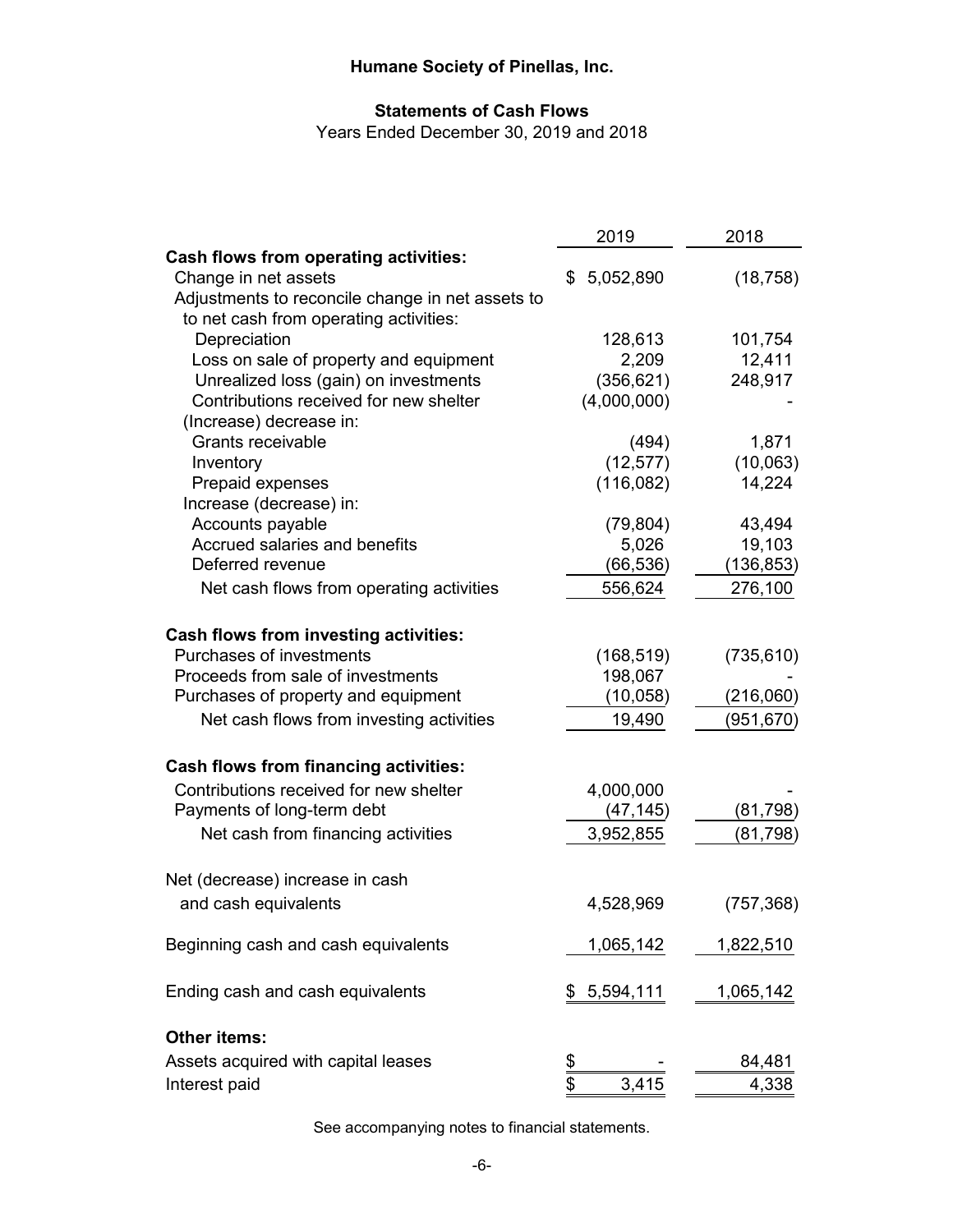# Humane Society of Pinellas, Inc.

## Statements of Cash Flows

Years Ended December 30, 2019 and 2018

| | 2019 | 2018 |
|---|---|---|
| **Cash flows from operating activities:** | | |
| Change in net assets | $ 5,052,890 | (18,758) |
| Adjustments to reconcile change in net assets to to net cash from operating activities: | | |
| Depreciation | 128,613 | 101,754 |
| Loss on sale of property and equipment | 2,209 | 12,411 |
| Unrealized loss (gain) on investments | (356,621) | 248,917 |
| Contributions received for new shelter | (4,000,000) | - |
| (Increase) decrease in: | | |
| Grants receivable | (494) | 1,871 |
| Inventory | (12,577) | (10,063) |
| Prepaid expenses | (116,082) | 14,224 |
| Increase (decrease) in: | | |
| Accounts payable | (79,804) | 43,494 |
| Accrued salaries and benefits | 5,026 | 19,103 |
| Deferred revenue | (66,536) | (136,853) |
| Net cash flows from operating activities | 556,624 | 276,100 |
| **Cash flows from investing activities:** | | |
| Purchases of investments | (168,519) | (735,610) |
| Proceeds from sale of investments | 198,067 | - |
| Purchases of property and equipment | (10,058) | (216,060) |
| Net cash flows from investing activities | 19,490 | (951,670) |
| **Cash flows from financing activities:** | | |
| Contributions received for new shelter | 4,000,000 | - |
| Payments of long-term debt | (47,145) | (81,798) |
| Net cash from financing activities | 3,952,855 | (81,798) |
| Net (decrease) increase in cash and cash equivalents | 4,528,969 | (757,368) |
| Beginning cash and cash equivalents | 1,065,142 | 1,822,510 |
| Ending cash and cash equivalents | $ 5,594,111 | 1,065,142 |
| **Other items:** | | |
| Assets acquired with capital leases | $ - | 84,481 |
| Interest paid | $ 3,415 | 4,338 |

See accompanying notes to financial statements.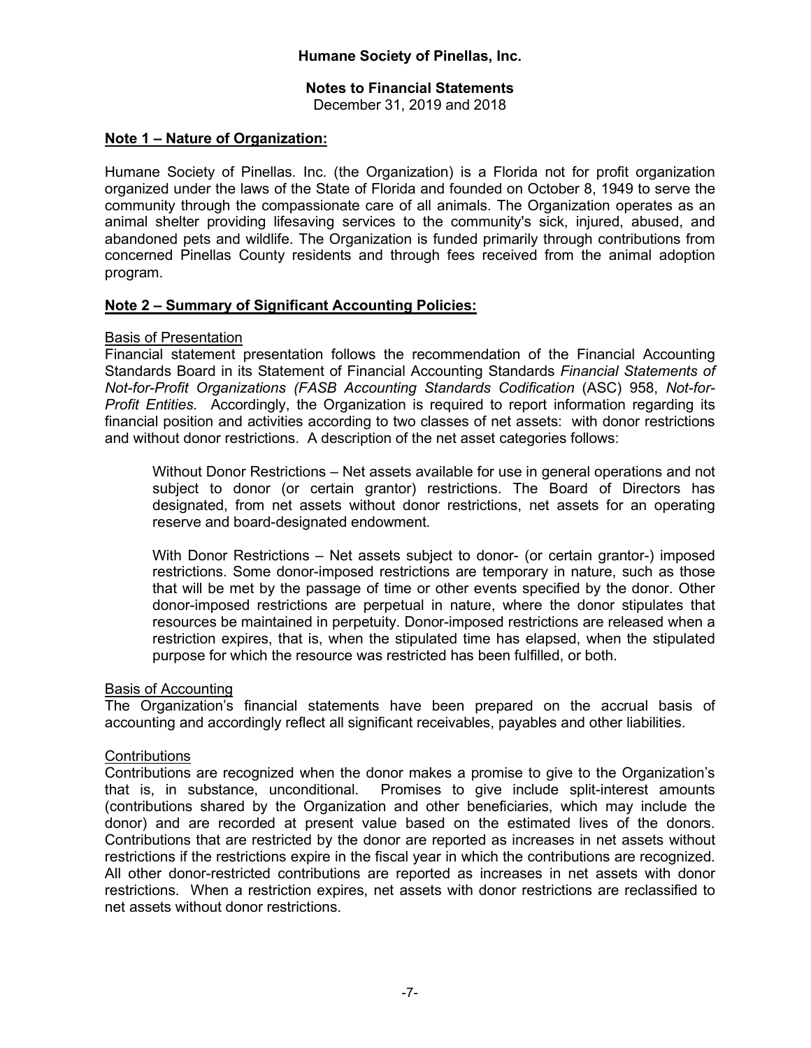# Humane Society of Pinellas, Inc.

## Notes to Financial Statements

December 31, 2019 and 2018

### Note 1 – Nature of Organization:

Humane Society of Pinellas. Inc. (the Organization) is a Florida not for profit organization organized under the laws of the State of Florida and founded on October 8, 1949 to serve the community through the compassionate care of all animals. The Organization operates as an animal shelter providing lifesaving services to the community's sick, injured, abused, and abandoned pets and wildlife. The Organization is funded primarily through contributions from concerned Pinellas County residents and through fees received from the animal adoption program.

### Note 2 – Summary of Significant Accounting Policies:

Basis of Presentation

Financial statement presentation follows the recommendation of the Financial Accounting Standards Board in its Statement of Financial Accounting Standards *Financial Statements of Not-for-Profit Organizations (FASB Accounting Standards Codification* (ASC) 958, *Not-for-Profit Entities.* Accordingly, the Organization is required to report information regarding its financial position and activities according to two classes of net assets: with donor restrictions and without donor restrictions. A description of the net asset categories follows:

> Without Donor Restrictions – Net assets available for use in general operations and not subject to donor (or certain grantor) restrictions. The Board of Directors has designated, from net assets without donor restrictions, net assets for an operating reserve and board-designated endowment.
>
> With Donor Restrictions – Net assets subject to donor- (or certain grantor-) imposed restrictions. Some donor-imposed restrictions are temporary in nature, such as those that will be met by the passage of time or other events specified by the donor. Other donor-imposed restrictions are perpetual in nature, where the donor stipulates that resources be maintained in perpetuity. Donor-imposed restrictions are released when a restriction expires, that is, when the stipulated time has elapsed, when the stipulated purpose for which the resource was restricted has been fulfilled, or both.

Basis of Accounting

The Organization's financial statements have been prepared on the accrual basis of accounting and accordingly reflect all significant receivables, payables and other liabilities.

Contributions

Contributions are recognized when the donor makes a promise to give to the Organization's that is, in substance, unconditional. Promises to give include split-interest amounts (contributions shared by the Organization and other beneficiaries, which may include the donor) and are recorded at present value based on the estimated lives of the donors. Contributions that are restricted by the donor are reported as increases in net assets without restrictions if the restrictions expire in the fiscal year in which the contributions are recognized. All other donor-restricted contributions are reported as increases in net assets with donor restrictions. When a restriction expires, net assets with donor restrictions are reclassified to net assets without donor restrictions.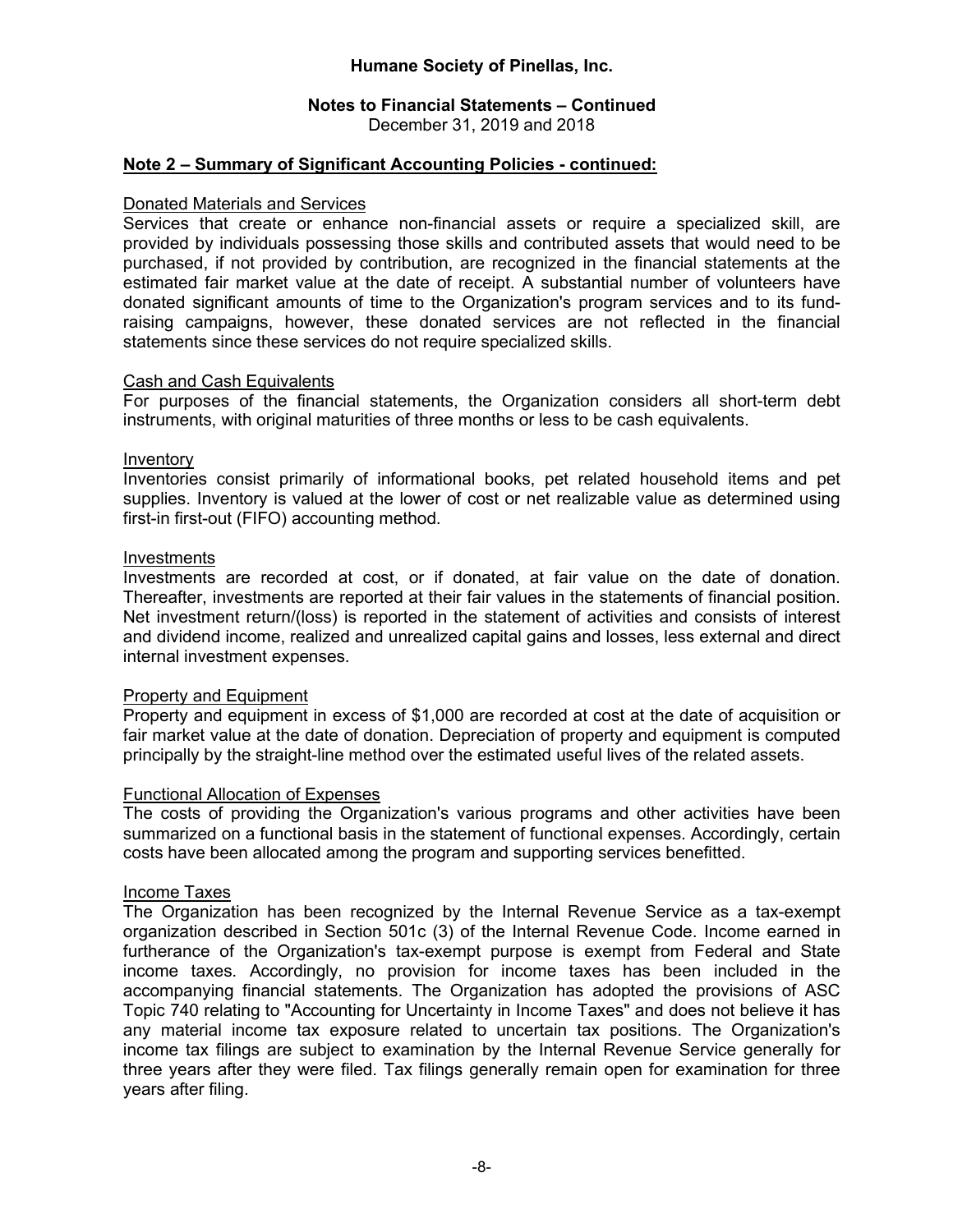# Humane Society of Pinellas, Inc.

## Notes to Financial Statements – Continued

December 31, 2019 and 2018

### Note 2 – Summary of Significant Accounting Policies - continued:

#### Donated Materials and Services

Services that create or enhance non-financial assets or require a specialized skill, are provided by individuals possessing those skills and contributed assets that would need to be purchased, if not provided by contribution, are recognized in the financial statements at the estimated fair market value at the date of receipt. A substantial number of volunteers have donated significant amounts of time to the Organization's program services and to its fund-raising campaigns, however, these donated services are not reflected in the financial statements since these services do not require specialized skills.

#### Cash and Cash Equivalents

For purposes of the financial statements, the Organization considers all short-term debt instruments, with original maturities of three months or less to be cash equivalents.

#### Inventory

Inventories consist primarily of informational books, pet related household items and pet supplies. Inventory is valued at the lower of cost or net realizable value as determined using first-in first-out (FIFO) accounting method.

#### Investments

Investments are recorded at cost, or if donated, at fair value on the date of donation. Thereafter, investments are reported at their fair values in the statements of financial position. Net investment return/(loss) is reported in the statement of activities and consists of interest and dividend income, realized and unrealized capital gains and losses, less external and direct internal investment expenses.

#### Property and Equipment

Property and equipment in excess of $1,000 are recorded at cost at the date of acquisition or fair market value at the date of donation. Depreciation of property and equipment is computed principally by the straight-line method over the estimated useful lives of the related assets.

#### Functional Allocation of Expenses

The costs of providing the Organization's various programs and other activities have been summarized on a functional basis in the statement of functional expenses. Accordingly, certain costs have been allocated among the program and supporting services benefitted.

#### Income Taxes

The Organization has been recognized by the Internal Revenue Service as a tax-exempt organization described in Section 501c (3) of the Internal Revenue Code. Income earned in furtherance of the Organization's tax-exempt purpose is exempt from Federal and State income taxes. Accordingly, no provision for income taxes has been included in the accompanying financial statements. The Organization has adopted the provisions of ASC Topic 740 relating to "Accounting for Uncertainty in Income Taxes" and does not believe it has any material income tax exposure related to uncertain tax positions. The Organization's income tax filings are subject to examination by the Internal Revenue Service generally for three years after they were filed. Tax filings generally remain open for examination for three years after filing.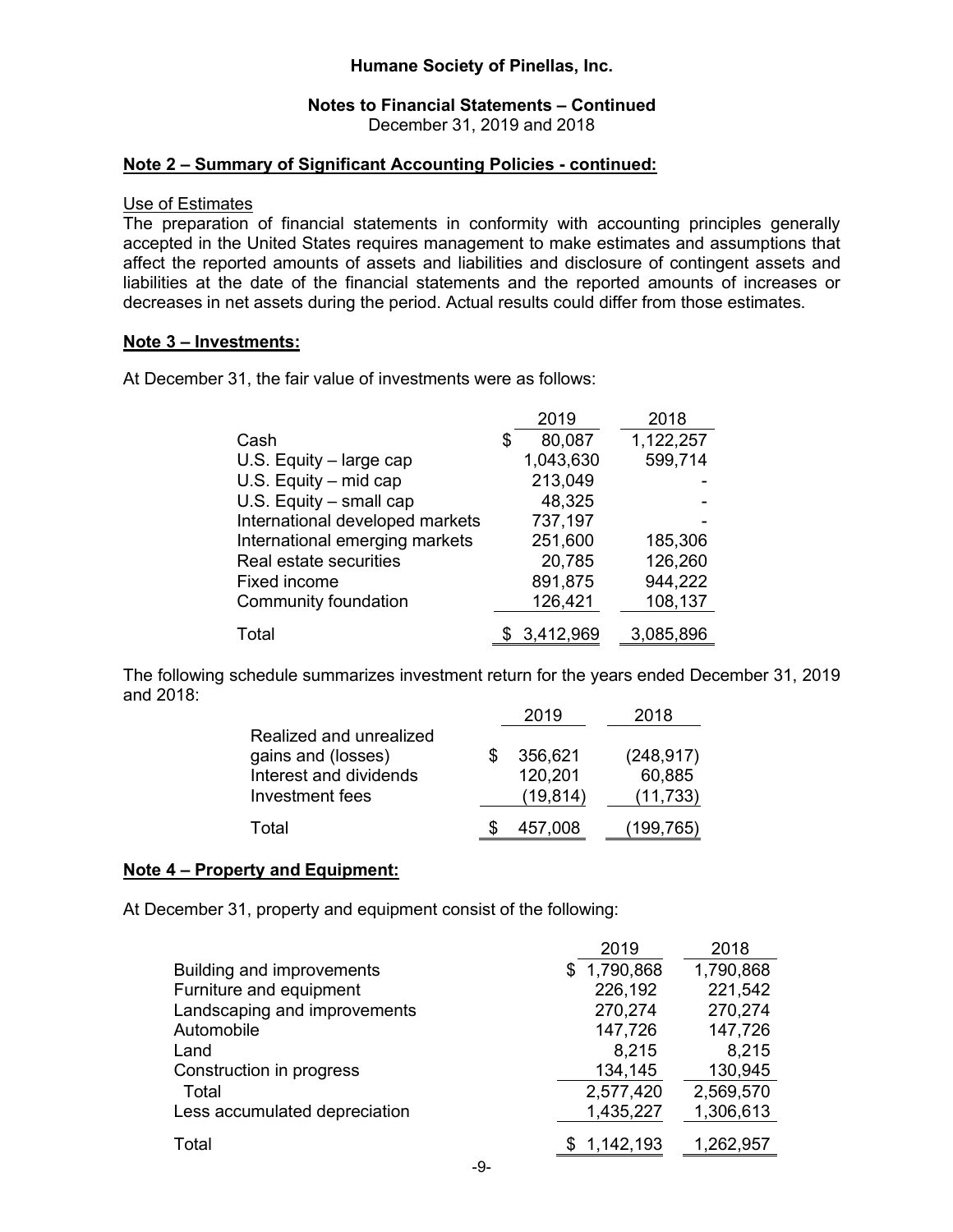# Humane Society of Pinellas, Inc.

## Notes to Financial Statements – Continued

December 31, 2019 and 2018

### Note 2 – Summary of Significant Accounting Policies - continued:

Use of Estimates

The preparation of financial statements in conformity with accounting principles generally accepted in the United States requires management to make estimates and assumptions that affect the reported amounts of assets and liabilities and disclosure of contingent assets and liabilities at the date of the financial statements and the reported amounts of increases or decreases in net assets during the period. Actual results could differ from those estimates.

### Note 3 – Investments:

At December 31, the fair value of investments were as follows:

| | 2019 | 2018 |
|---|---|---|
| Cash | $ 80,087 | 1,122,257 |
| U.S. Equity – large cap | 1,043,630 | 599,714 |
| U.S. Equity – mid cap | 213,049 | - |
| U.S. Equity – small cap | 48,325 | - |
| International developed markets | 737,197 | - |
| International emerging markets | 251,600 | 185,306 |
| Real estate securities | 20,785 | 126,260 |
| Fixed income | 891,875 | 944,222 |
| Community foundation | 126,421 | 108,137 |
| Total | $ 3,412,969 | 3,085,896 |

The following schedule summarizes investment return for the years ended December 31, 2019 and 2018:

| | 2019 | 2018 |
|---|---|---|
| Realized and unrealized gains and (losses) | $ 356,621 | (248,917) |
| Interest and dividends | 120,201 | 60,885 |
| Investment fees | (19,814) | (11,733) |
| Total | $ 457,008 | (199,765) |

### Note 4 – Property and Equipment:

At December 31, property and equipment consist of the following:

| | 2019 | 2018 |
|---|---|---|
| Building and improvements | $ 1,790,868 | 1,790,868 |
| Furniture and equipment | 226,192 | 221,542 |
| Landscaping and improvements | 270,274 | 270,274 |
| Automobile | 147,726 | 147,726 |
| Land | 8,215 | 8,215 |
| Construction in progress | 134,145 | 130,945 |
| Total | 2,577,420 | 2,569,570 |
| Less accumulated depreciation | 1,435,227 | 1,306,613 |
| Total | $ 1,142,193 | 1,262,957 |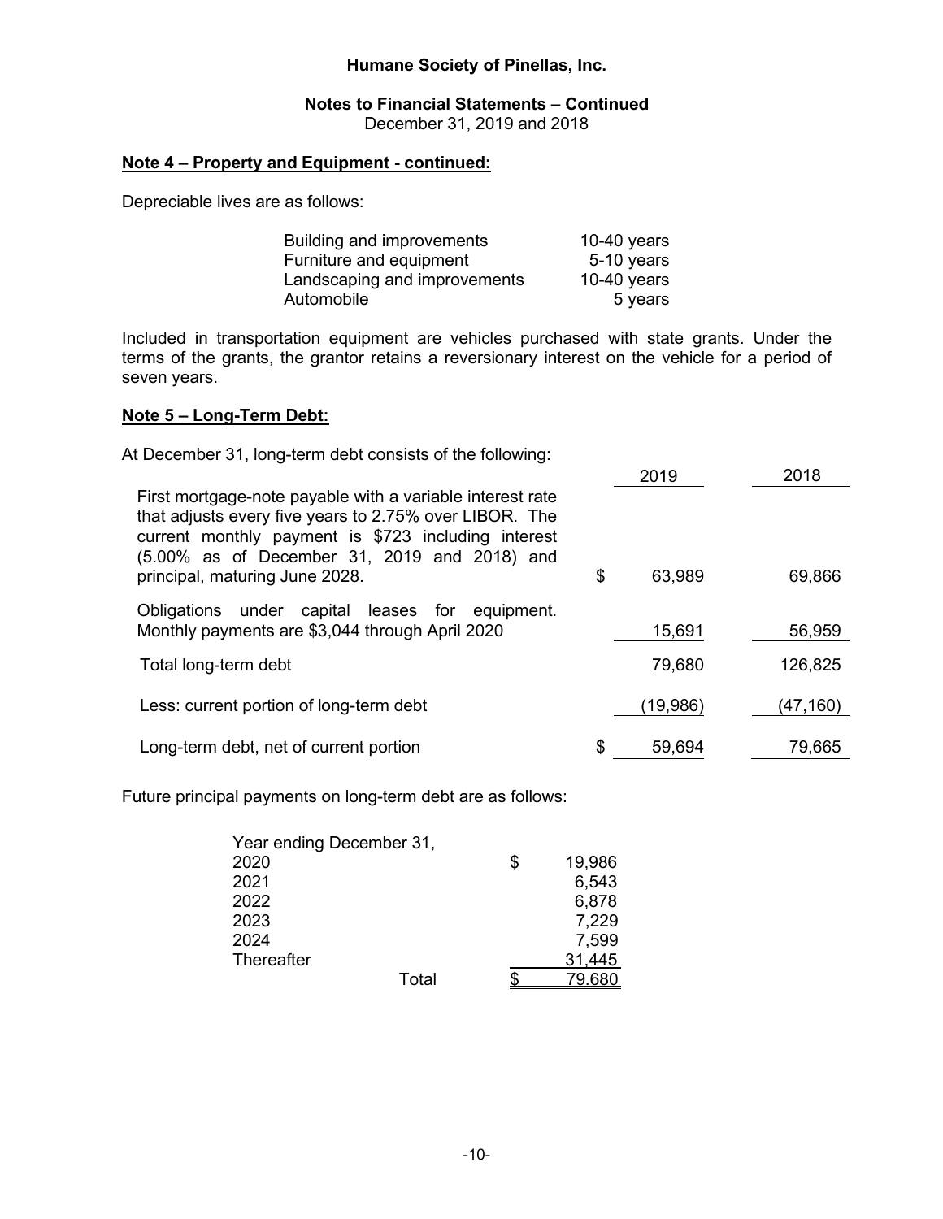Humane Society of Pinellas, Inc.

Notes to Financial Statements – Continued
December 31, 2019 and 2018

**Note 4 – Property and Equipment - continued:**

Depreciable lives are as follows:

| | |
|---|---|
| Building and improvements | 10-40 years |
| Furniture and equipment | 5-10 years |
| Landscaping and improvements | 10-40 years |
| Automobile | 5 years |

Included in transportation equipment are vehicles purchased with state grants. Under the terms of the grants, the grantor retains a reversionary interest on the vehicle for a period of seven years.

**Note 5 – Long-Term Debt:**

At December 31, long-term debt consists of the following:

| | 2019 | 2018 |
|---|---|---|
| First mortgage-note payable with a variable interest rate that adjusts every five years to 2.75% over LIBOR. The current monthly payment is $723 including interest (5.00% as of December 31, 2019 and 2018) and principal, maturing June 2028. | $ 63,989 | 69,866 |
| Obligations under capital leases for equipment. Monthly payments are $3,044 through April 2020 | 15,691 | 56,959 |
| Total long-term debt | 79,680 | 126,825 |
| Less: current portion of long-term debt | (19,986) | (47,160) |
| Long-term debt, net of current portion | $ 59,694 | 79,665 |

Future principal payments on long-term debt are as follows:

| Year ending December 31, | |
|---|---|
| 2020 | $ 19,986 |
| 2021 | 6,543 |
| 2022 | 6,878 |
| 2023 | 7,229 |
| 2024 | 7,599 |
| Thereafter | 31,445 |
| Total | $ 79,680 |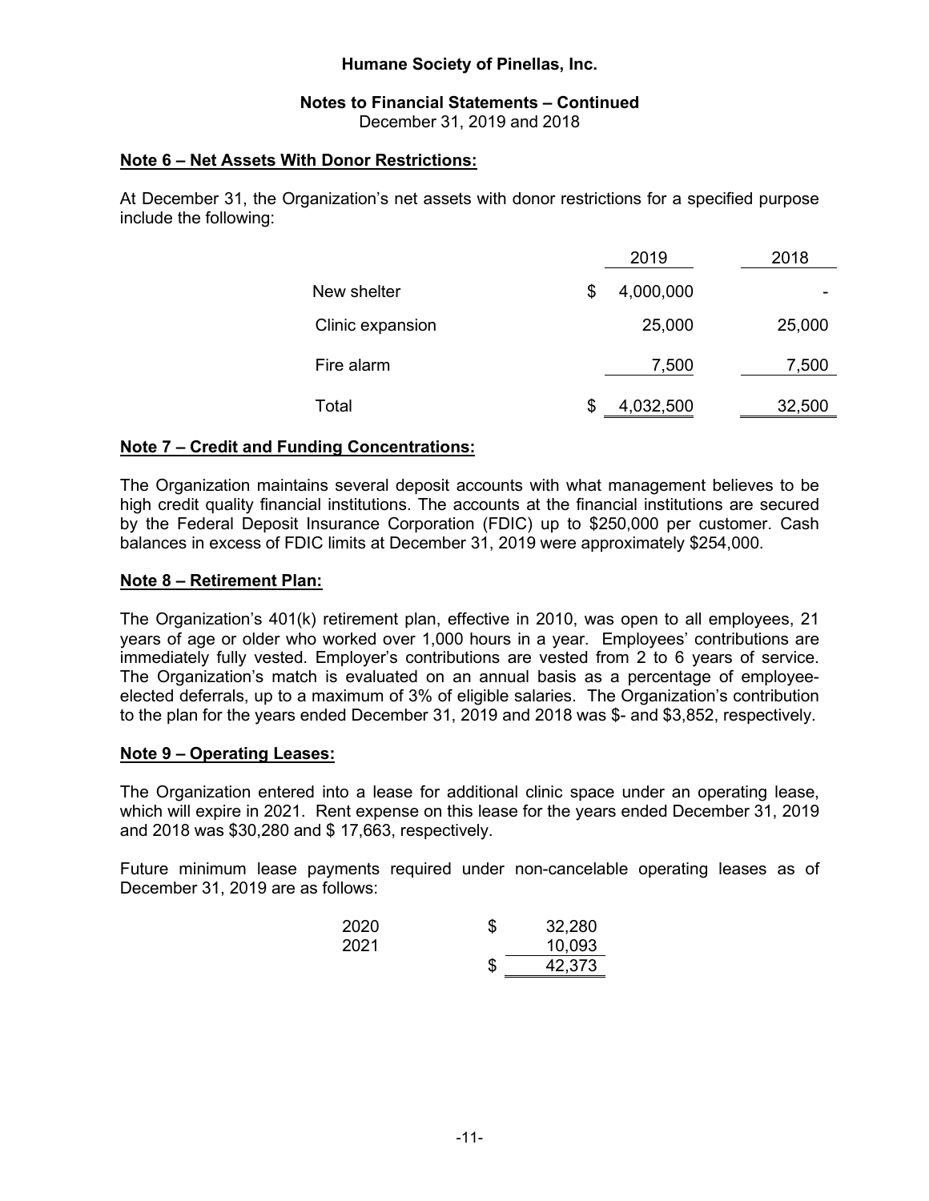**Humane Society of Pinellas, Inc.**

**Notes to Financial Statements – Continued**
December 31, 2019 and 2018

## Note 6 – Net Assets With Donor Restrictions:

At December 31, the Organization's net assets with donor restrictions for a specified purpose include the following:

| | 2019 | 2018 |
|---|---|---|
| New shelter | $ 4,000,000 | - |
| Clinic expansion | 25,000 | 25,000 |
| Fire alarm | 7,500 | 7,500 |
| Total | $ 4,032,500 | 32,500 |

## Note 7 – Credit and Funding Concentrations:

The Organization maintains several deposit accounts with what management believes to be high credit quality financial institutions. The accounts at the financial institutions are secured by the Federal Deposit Insurance Corporation (FDIC) up to $250,000 per customer. Cash balances in excess of FDIC limits at December 31, 2019 were approximately $254,000.

## Note 8 – Retirement Plan:

The Organization's 401(k) retirement plan, effective in 2010, was open to all employees, 21 years of age or older who worked over 1,000 hours in a year. Employees' contributions are immediately fully vested. Employer's contributions are vested from 2 to 6 years of service. The Organization's match is evaluated on an annual basis as a percentage of employee-elected deferrals, up to a maximum of 3% of eligible salaries. The Organization's contribution to the plan for the years ended December 31, 2019 and 2018 was $- and $3,852, respectively.

## Note 9 – Operating Leases:

The Organization entered into a lease for additional clinic space under an operating lease, which will expire in 2021. Rent expense on this lease for the years ended December 31, 2019 and 2018 was $30,280 and $ 17,663, respectively.

Future minimum lease payments required under non-cancelable operating leases as of December 31, 2019 are as follows:

| | |
|---|---|
| 2020 | $ 32,280 |
| 2021 | 10,093 |
| | $ 42,373 |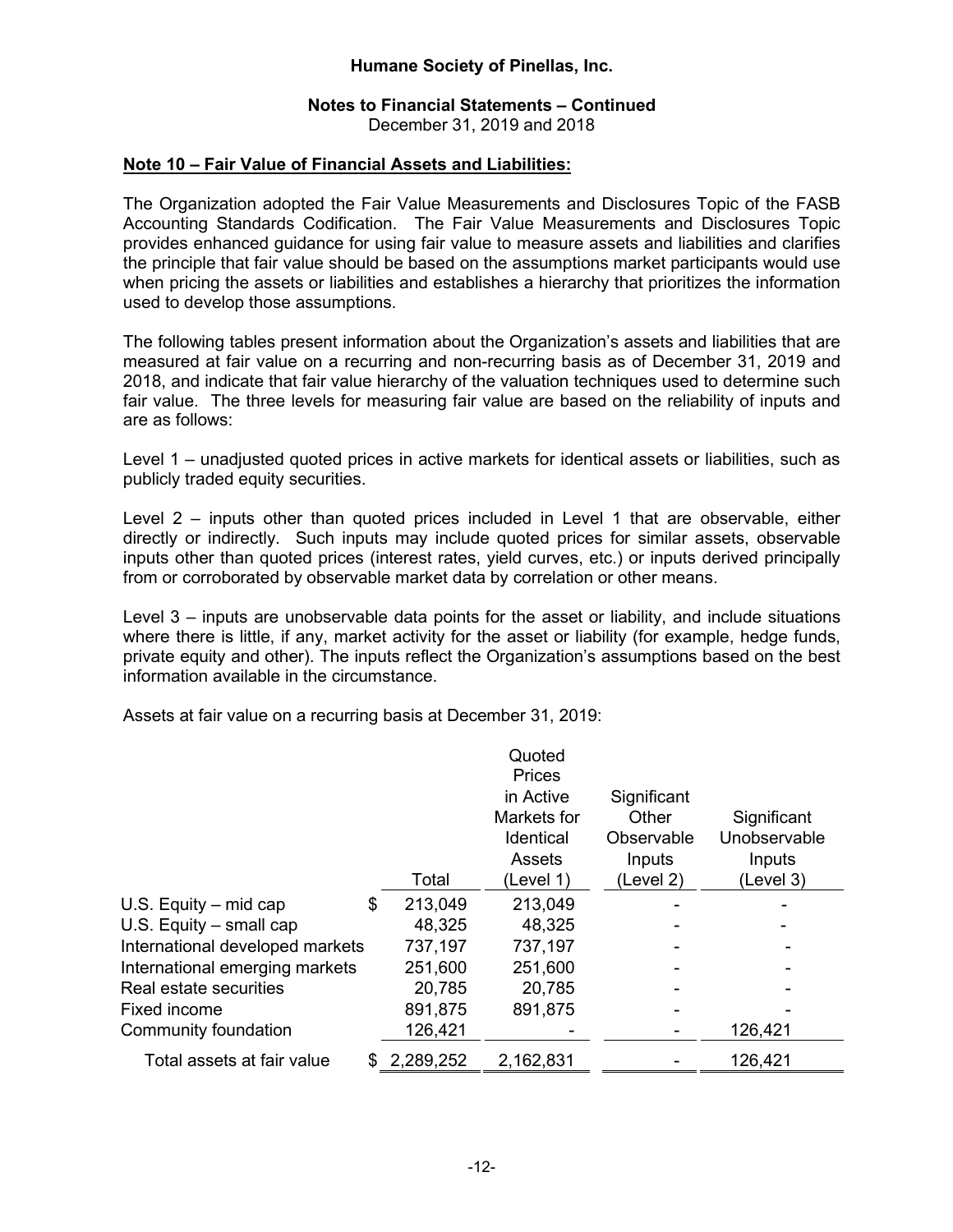## Humane Society of Pinellas, Inc.

### Notes to Financial Statements – Continued

December 31, 2019 and 2018

**Note 10 – Fair Value of Financial Assets and Liabilities:**

The Organization adopted the Fair Value Measurements and Disclosures Topic of the FASB Accounting Standards Codification. The Fair Value Measurements and Disclosures Topic provides enhanced guidance for using fair value to measure assets and liabilities and clarifies the principle that fair value should be based on the assumptions market participants would use when pricing the assets or liabilities and establishes a hierarchy that prioritizes the information used to develop those assumptions.

The following tables present information about the Organization's assets and liabilities that are measured at fair value on a recurring and non-recurring basis as of December 31, 2019 and 2018, and indicate that fair value hierarchy of the valuation techniques used to determine such fair value. The three levels for measuring fair value are based on the reliability of inputs and are as follows:

Level 1 – unadjusted quoted prices in active markets for identical assets or liabilities, such as publicly traded equity securities.

Level 2 – inputs other than quoted prices included in Level 1 that are observable, either directly or indirectly. Such inputs may include quoted prices for similar assets, observable inputs other than quoted prices (interest rates, yield curves, etc.) or inputs derived principally from or corroborated by observable market data by correlation or other means.

Level 3 – inputs are unobservable data points for the asset or liability, and include situations where there is little, if any, market activity for the asset or liability (for example, hedge funds, private equity and other). The inputs reflect the Organization's assumptions based on the best information available in the circumstance.

Assets at fair value on a recurring basis at December 31, 2019:

| | Total | Quoted Prices in Active Markets for Identical Assets (Level 1) | Significant Other Observable Inputs (Level 2) | Significant Unobservable Inputs (Level 3) |
|---|---|---|---|---|
| U.S. Equity – mid cap | $ 213,049 | 213,049 | - | - |
| U.S. Equity – small cap | 48,325 | 48,325 | - | - |
| International developed markets | 737,197 | 737,197 | - | - |
| International emerging markets | 251,600 | 251,600 | - | - |
| Real estate securities | 20,785 | 20,785 | - | - |
| Fixed income | 891,875 | 891,875 | - | - |
| Community foundation | 126,421 | - | - | 126,421 |
| Total assets at fair value | $ 2,289,252 | 2,162,831 | - | 126,421 |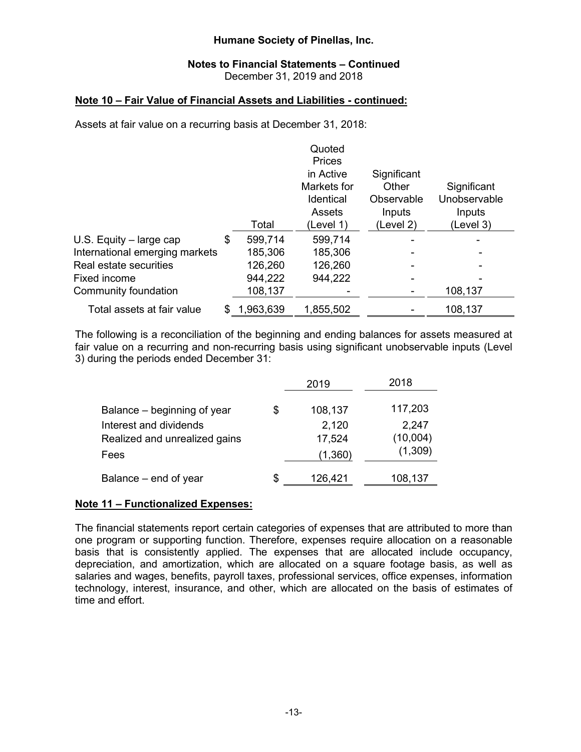**Humane Society of Pinellas, Inc.**

**Notes to Financial Statements – Continued**
December 31, 2019 and 2018

**Note 10 – Fair Value of Financial Assets and Liabilities - continued:**

Assets at fair value on a recurring basis at December 31, 2018:

| | Total | Quoted Prices in Active Markets for Identical Assets (Level 1) | Significant Other Observable Inputs (Level 2) | Significant Unobservable Inputs (Level 3) |
|---|---|---|---|---|
| U.S. Equity – large cap | $ 599,714 | 599,714 | - | - |
| International emerging markets | 185,306 | 185,306 | - | - |
| Real estate securities | 126,260 | 126,260 | - | - |
| Fixed income | 944,222 | 944,222 | - | - |
| Community foundation | 108,137 | - | - | 108,137 |
| Total assets at fair value | $ 1,963,639 | 1,855,502 | - | 108,137 |

The following is a reconciliation of the beginning and ending balances for assets measured at fair value on a recurring and non-recurring basis using significant unobservable inputs (Level 3) during the periods ended December 31:

| | 2019 | 2018 |
|---|---|---|
| Balance – beginning of year | $ 108,137 | 117,203 |
| Interest and dividends | 2,120 | 2,247 |
| Realized and unrealized gains | 17,524 | (10,004) |
| Fees | (1,360) | (1,309) |
| Balance – end of year | $ 126,421 | 108,137 |

**Note 11 – Functionalized Expenses:**

The financial statements report certain categories of expenses that are attributed to more than one program or supporting function. Therefore, expenses require allocation on a reasonable basis that is consistently applied. The expenses that are allocated include occupancy, depreciation, and amortization, which are allocated on a square footage basis, as well as salaries and wages, benefits, payroll taxes, professional services, office expenses, information technology, interest, insurance, and other, which are allocated on the basis of estimates of time and effort.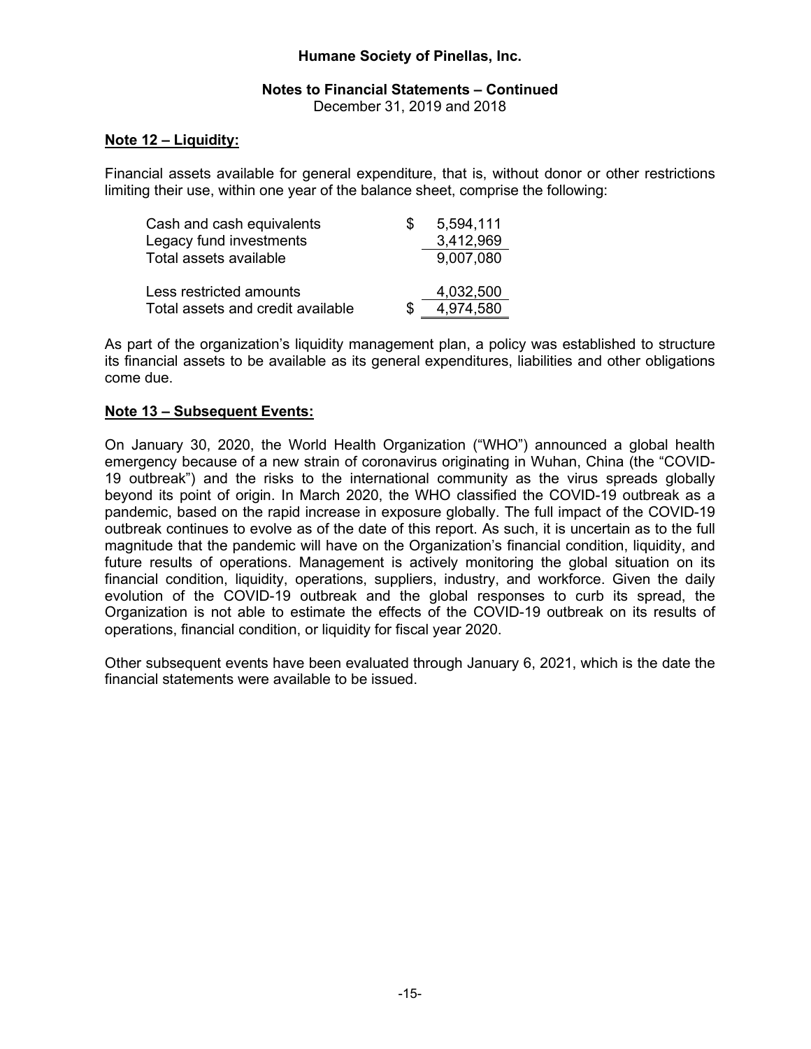# Humane Society of Pinellas, Inc.

## Notes to Financial Statements – Continued

December 31, 2019 and 2018

**Note 12 – Liquidity:**

Financial assets available for general expenditure, that is, without donor or other restrictions limiting their use, within one year of the balance sheet, comprise the following:

| | | |
|---|---|---|
| Cash and cash equivalents | $ | 5,594,111 |
| Legacy fund investments | | 3,412,969 |
| Total assets available | | 9,007,080 |
| | | |
| Less restricted amounts | | 4,032,500 |
| Total assets and credit available | $ | 4,974,580 |

As part of the organization's liquidity management plan, a policy was established to structure its financial assets to be available as its general expenditures, liabilities and other obligations come due.

**Note 13 – Subsequent Events:**

On January 30, 2020, the World Health Organization ("WHO") announced a global health emergency because of a new strain of coronavirus originating in Wuhan, China (the "COVID-19 outbreak") and the risks to the international community as the virus spreads globally beyond its point of origin. In March 2020, the WHO classified the COVID-19 outbreak as a pandemic, based on the rapid increase in exposure globally. The full impact of the COVID-19 outbreak continues to evolve as of the date of this report. As such, it is uncertain as to the full magnitude that the pandemic will have on the Organization's financial condition, liquidity, and future results of operations. Management is actively monitoring the global situation on its financial condition, liquidity, operations, suppliers, industry, and workforce. Given the daily evolution of the COVID-19 outbreak and the global responses to curb its spread, the Organization is not able to estimate the effects of the COVID-19 outbreak on its results of operations, financial condition, or liquidity for fiscal year 2020.

Other subsequent events have been evaluated through January 6, 2021, which is the date the financial statements were available to be issued.